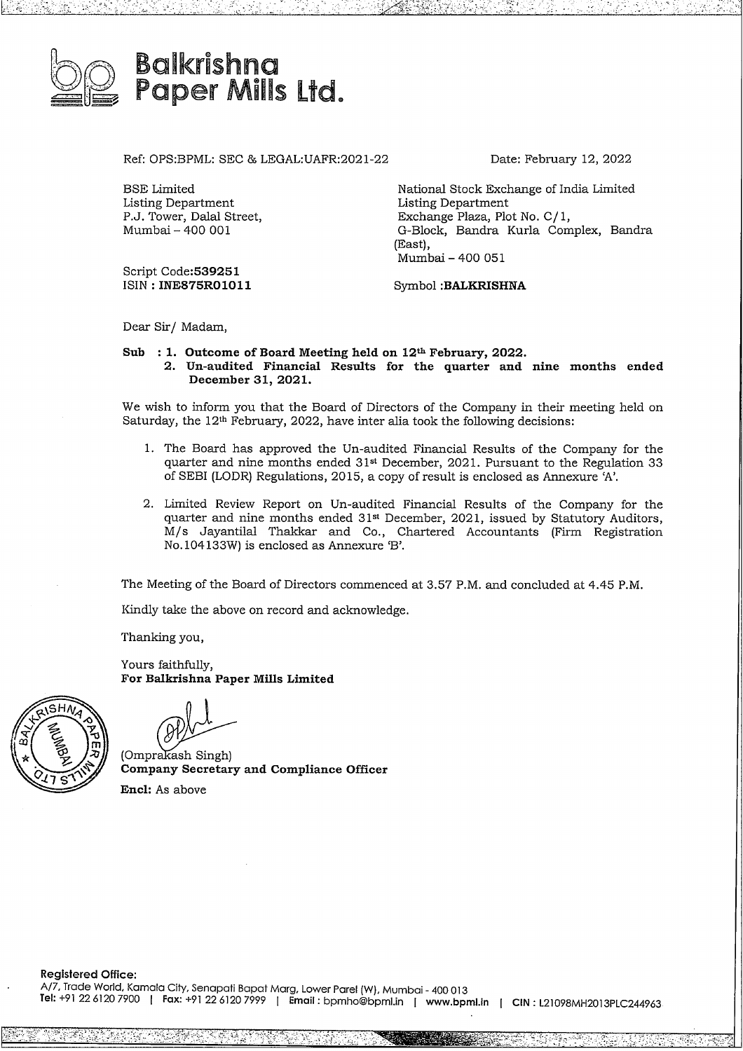# Balkrishna Paper Mills Ltd.

Ref: OPS:BPML: SEC & LEGAL:UAFR:2021-22

Date: February 12, 2022

BSE Limited
Listing Department
P.J. Tower, Dalal Street,
Mumbai – 400 001

National Stock Exchange of India Limited
Listing Department
Exchange Plaza, Plot No. C/1,
G-Block, Bandra Kurla Complex, Bandra (East),
Mumbai – 400 051

Script Code:**539251**
ISIN : **INE875R01011**

Symbol :**BALKRISHNA**

Dear Sir/ Madam,

**Sub : 1. Outcome of Board Meeting held on 12th February, 2022.**
**2. Un-audited Financial Results for the quarter and nine months ended December 31, 2021.**

We wish to inform you that the Board of Directors of the Company in their meeting held on Saturday, the 12th February, 2022, have inter alia took the following decisions:

1. The Board has approved the Un-audited Financial Results of the Company for the quarter and nine months ended 31st December, 2021. Pursuant to the Regulation 33 of SEBI (LODR) Regulations, 2015, a copy of result is enclosed as Annexure 'A'.

2. Limited Review Report on Un-audited Financial Results of the Company for the quarter and nine months ended 31st December, 2021, issued by Statutory Auditors, M/s Jayantilal Thakkar and Co., Chartered Accountants (Firm Registration No.104133W) is enclosed as Annexure 'B'.

The Meeting of the Board of Directors commenced at 3.57 P.M. and concluded at 4.45 P.M.

Kindly take the above on record and acknowledge.

Thanking you,

Yours faithfully,
**For Balkrishna Paper Mills Limited**

(Omprakash Singh)
**Company Secretary and Compliance Officer**

**Encl:** As above

**Registered Office:**
A/7, Trade World, Kamala City, Senapati Bapat Marg, Lower Parel (W), Mumbai - 400 013
**Tel:** +91 22 6120 7900 | **Fax:** +91 22 6120 7999 | **Email :** bpmho@bpml.in | **www.bpml.in** | **CIN :** L21098MH2013PLC244963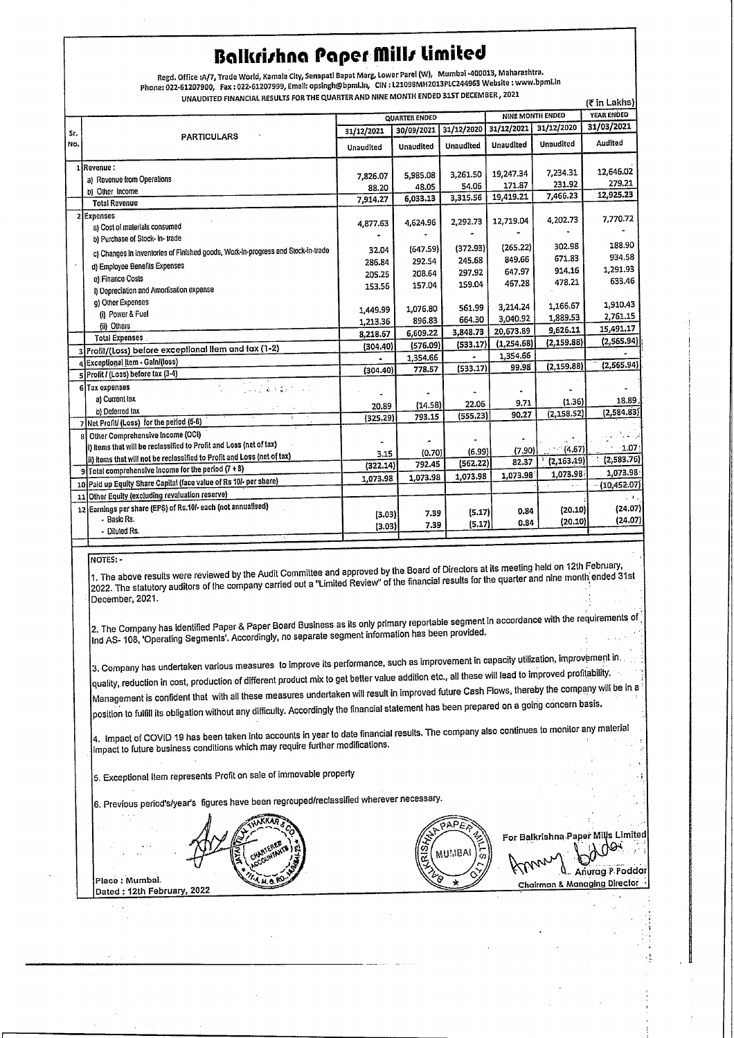# Balkrishna Paper Mills Limited

Regd. Office :A/7, Trade World, Kamala City, Senapati Bapat Marg, Lower Parel (W), Mumbai -400013, Maharashtra.
Phone: 022-61207900, Fax : 022-61207999, Email: opsingh@bpml.in, CIN : L21098MH2013PLC244963 Website : www.bpml.in

UNAUDITED FINANCIAL RESULTS FOR THE QUARTER AND NINE MONTH ENDED 31ST DECEMBER , 2021

(₹ in Lakhs)

| Sr. No. | PARTICULARS | QUARTER ENDED | | | NINE MONTH ENDED | | YEAR ENDED |
|---|---|---|---|---|---|---|---|
| | | 31/12/2021 | 30/09/2021 | 31/12/2020 | 31/12/2021 | 31/12/2020 | 31/03/2021 |
| | | Unaudited | Unaudited | Unaudited | Unaudited | Unaudited | Audited |
| 1 | Revenue : | | | | | | |
| | a) Revenue from Operations | 7,826.07 | 5,985.08 | 3,261.50 | 19,247.34 | 7,234.31 | 12,646.02 |
| | b) Other Income | 88.20 | 48.05 | 54.06 | 171.87 | 231.92 | 279.21 |
| | Total Revenue | 7,914.27 | 6,033.13 | 3,315.56 | 19,419.21 | 7,466.23 | 12,925.23 |
| 2 | Expenses | | | | | | |
| | a) Cost of materials consumed | 4,877.63 | 4,624.96 | 2,292.73 | 12,719.04 | 4,202.73 | 7,770.72 |
| | b) Purchase of Stock- In- trade | - | - | - | - | - | - |
| | c) Changes in inventories of Finished goods, Work-in-progress and Stock-in-trade | 32.04 | (647.59) | (372.93) | (265.22) | 302.98 | 188.90 |
| | d) Employee Benefits Expenses | 286.84 | 292.54 | 245.68 | 849.66 | 671.83 | 934.58 |
| | e) Finance Costs | 205.25 | 208.64 | 297.92 | 647.97 | 914.16 | 1,291.93 |
| | f) Depreciation and Amortisation expense | 153.56 | 157.04 | 159.04 | 467.28 | 478.21 | 633.46 |
| | g) Other Expenses | | | | | | |
| | (i) Power & Fuel | 1,449.99 | 1,076.80 | 561.99 | 3,214.24 | 1,166.67 | 1,910.43 |
| | (ii) Others | 1,213.36 | 896.83 | 664.30 | 3,040.92 | 1,889.53 | 2,761.15 |
| | Total Expenses | 8,218.67 | 6,609.22 | 3,848.73 | 20,673.89 | 9,626.11 | 15,491.17 |
| 3 | Profit/(Loss) before exceptional item and tax (1-2) | (304.40) | (576.09) | (533.17) | (1,254.68) | (2,159.88) | (2,565.94) |
| 4 | Exceptional Item - Gain/(loss) | - | 1,354.66 | - | 1,354.66 | | - |
| 5 | Profit / (Loss) before tax (3-4) | (304.40) | 778.57 | (533.17) | 99.98 | (2,159.88) | (2,565.94) |
| 6 | Tax expenses | | | | | | |
| | a) Current tax | - | - | - | - | - | - |
| | b) Deferred tax | 20.89 | (14.58) | 22.06 | 9.71 | (1.36) | 18.89 |
| 7 | Net Profit/ (Loss) for the period (5-6) | (325.29) | 793.15 | (555.23) | 90.27 | (2,158.52) | (2,584.83) |
| 8 | Other Comprehensive Income (OCI) | | | | | | |
| | i) Items that will be reclassified to Profit and Loss (net of tax) | - | - | - | - | - | - |
| | ii) Items that will not be reclassified to Profit and Loss (net of tax) | 3.15 | (0.70) | (6.99) | (7.90) | (4.67) | 1.07 |
| 9 | Total comprehensive income for the period (7 + 8) | (322.14) | 792.45 | (562.22) | 82.37 | (2,163.19) | (2,583.76) |
| 10 | Paid up Equity Share Capital (face value of Rs 10/- per share) | 1,073.98 | 1,073.98 | 1,073.98 | 1,073.98 | 1,073.98 | 1,073.98 |
| 11 | Other Equity (excluding revaluation reserve) | | | | | | (10,452.07) |
| 12 | Earnings per share (EPS) of Rs.10/- each (not annualised) | | | | | | |
| | - Basic Rs. | (3.03) | 7.39 | (5.17) | 0.84 | (20.10) | (24.07) |
| | - Diluted Rs. | (3.03) | 7.39 | (5.17) | 0.84 | (20.10) | (24.07) |

NOTES: -

1. The above results were reviewed by the Audit Committee and approved by the Board of Directors at its meeting held on 12th February, 2022. The statutory auditors of the company carried out a "Limited Review" of the financial results for the quarter and nine month ended 31st December, 2021.

2. The Company has identified Paper & Paper Board Business as its only primary reportable segment in accordance with the requirements of Ind AS- 108, 'Operating Segments'. Accordingly, no separate segment information has been provided.

3. Company has undertaken various measures to improve its performance, such as improvement in capacity utilization, improvement in quality, reduction in cost, production of different product mix to get better value addition etc., all these will lead to improved profitability. Management is confident that with all these measures undertaken will result in improved future Cash Flows, thereby the company will be in a position to fulfill its obligation without any difficulty. Accordingly the financial statement has been prepared on a going concern basis.

4. Impact of COVID 19 has been taken into accounts in year to date financial results. The company also continues to monitor any material impact to future business conditions which may require further modifications.

5. Exceptional Item represents Profit on sale of immovable property

6. Previous period's/year's figures have been regrouped/reclassified wherever necessary.

Place : Mumbai.
Dated : 12th February, 2022

For Balkrishna Paper Mills Limited

Anurag P. Poddar
Chairman & Managing Director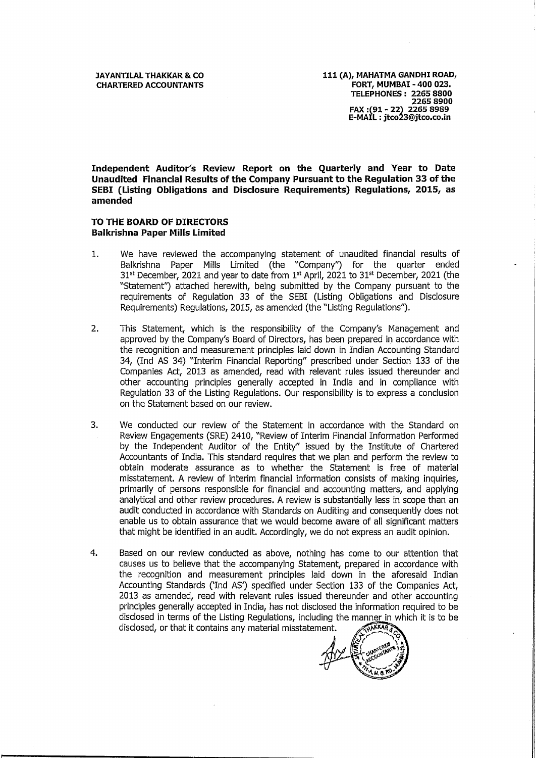**JAYANTILAL THAKKAR & CO**
**CHARTERED ACCOUNTANTS**

**111 (A), MAHATMA GANDHI ROAD,**
**FORT, MUMBAI - 400 023.**
**TELEPHONES : 2265 8800**
**2265 8900**
**FAX :(91 - 22) 2265 8989**
**E-MAIL : jtco23@jtco.co.in**

## Independent Auditor's Review Report on the Quarterly and Year to Date Unaudited Financial Results of the Company Pursuant to the Regulation 33 of the SEBI (Listing Obligations and Disclosure Requirements) Regulations, 2015, as amended

**TO THE BOARD OF DIRECTORS**
**Balkrishna Paper Mills Limited**

1. We have reviewed the accompanying statement of unaudited financial results of Balkrishna Paper Mills Limited (the "Company") for the quarter ended 31st December, 2021 and year to date from 1st April, 2021 to 31st December, 2021 (the "Statement") attached herewith, being submitted by the Company pursuant to the requirements of Regulation 33 of the SEBI (Listing Obligations and Disclosure Requirements) Regulations, 2015, as amended (the "Listing Regulations").

2. This Statement, which is the responsibility of the Company's Management and approved by the Company's Board of Directors, has been prepared in accordance with the recognition and measurement principles laid down in Indian Accounting Standard 34, (Ind AS 34) "Interim Financial Reporting" prescribed under Section 133 of the Companies Act, 2013 as amended, read with relevant rules issued thereunder and other accounting principles generally accepted in India and in compliance with Regulation 33 of the Listing Regulations. Our responsibility is to express a conclusion on the Statement based on our review.

3. We conducted our review of the Statement in accordance with the Standard on Review Engagements (SRE) 2410, "Review of Interim Financial Information Performed by the Independent Auditor of the Entity" issued by the Institute of Chartered Accountants of India. This standard requires that we plan and perform the review to obtain moderate assurance as to whether the Statement is free of material misstatement. A review of interim financial information consists of making inquiries, primarily of persons responsible for financial and accounting matters, and applying analytical and other review procedures. A review is substantially less in scope than an audit conducted in accordance with Standards on Auditing and consequently does not enable us to obtain assurance that we would become aware of all significant matters that might be identified in an audit. Accordingly, we do not express an audit opinion.

4. Based on our review conducted as above, nothing has come to our attention that causes us to believe that the accompanying Statement, prepared in accordance with the recognition and measurement principles laid down in the aforesaid Indian Accounting Standards ('Ind AS') specified under Section 133 of the Companies Act, 2013 as amended, read with relevant rules issued thereunder and other accounting principles generally accepted in India, has not disclosed the information required to be disclosed in terms of the Listing Regulations, including the manner in which it is to be disclosed, or that it contains any material misstatement.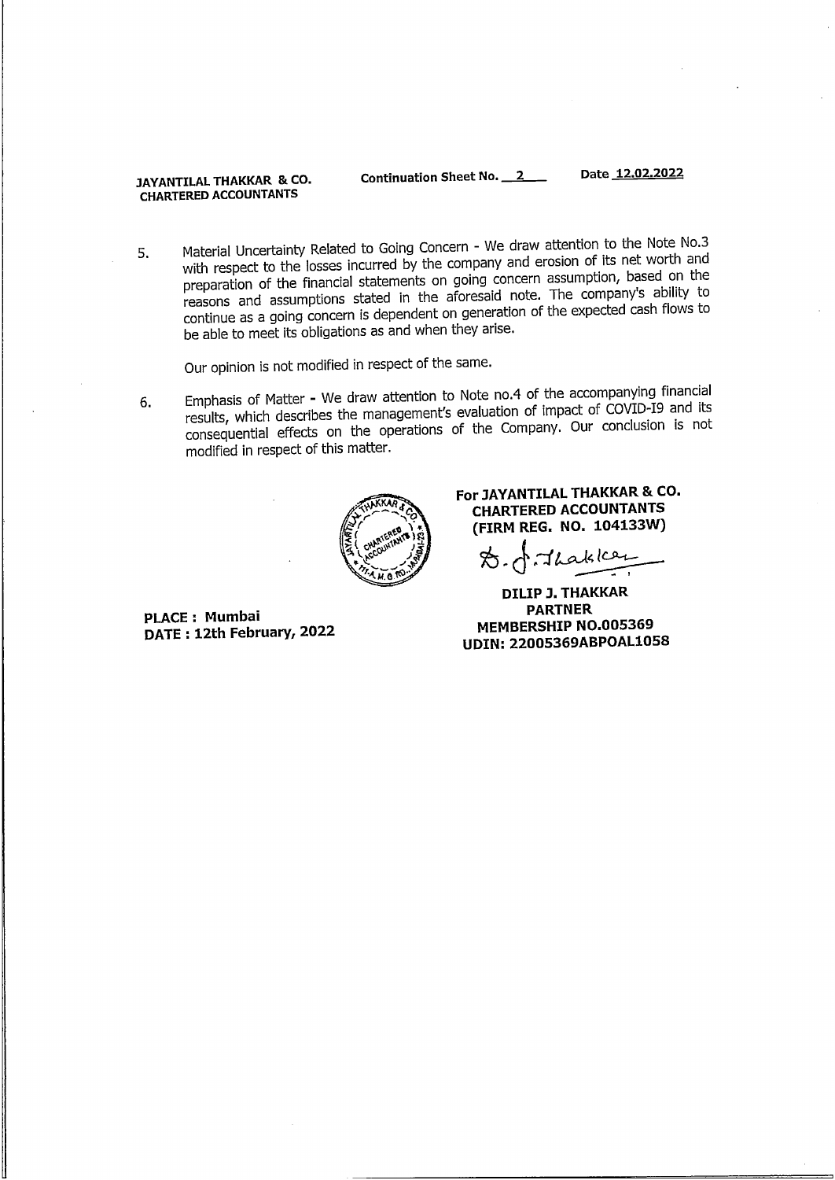**JAYANTILAL THAKKAR & CO.**
**CHARTERED ACCOUNTANTS**

**Continuation Sheet No. 2** **Date 12.02.2022**

5. Material Uncertainty Related to Going Concern - We draw attention to the Note No.3 with respect to the losses incurred by the company and erosion of its net worth and preparation of the financial statements on going concern assumption, based on the reasons and assumptions stated in the aforesaid note. The company's ability to continue as a going concern is dependent on generation of the expected cash flows to be able to meet its obligations as and when they arise.

   Our opinion is not modified in respect of the same.

6. Emphasis of Matter - We draw attention to Note no.4 of the accompanying financial results, which describes the management's evaluation of impact of COVID-I9 and its consequential effects on the operations of the Company. Our conclusion is not modified in respect of this matter.

**For JAYANTILAL THAKKAR & CO.**
**CHARTERED ACCOUNTANTS**
**(FIRM REG. NO. 104133W)**

**DILIP J. THAKKAR**
**PARTNER**
**MEMBERSHIP NO.005369**
**UDIN: 22005369ABPOAL1058**

**PLACE : Mumbai**
**DATE : 12th February, 2022**